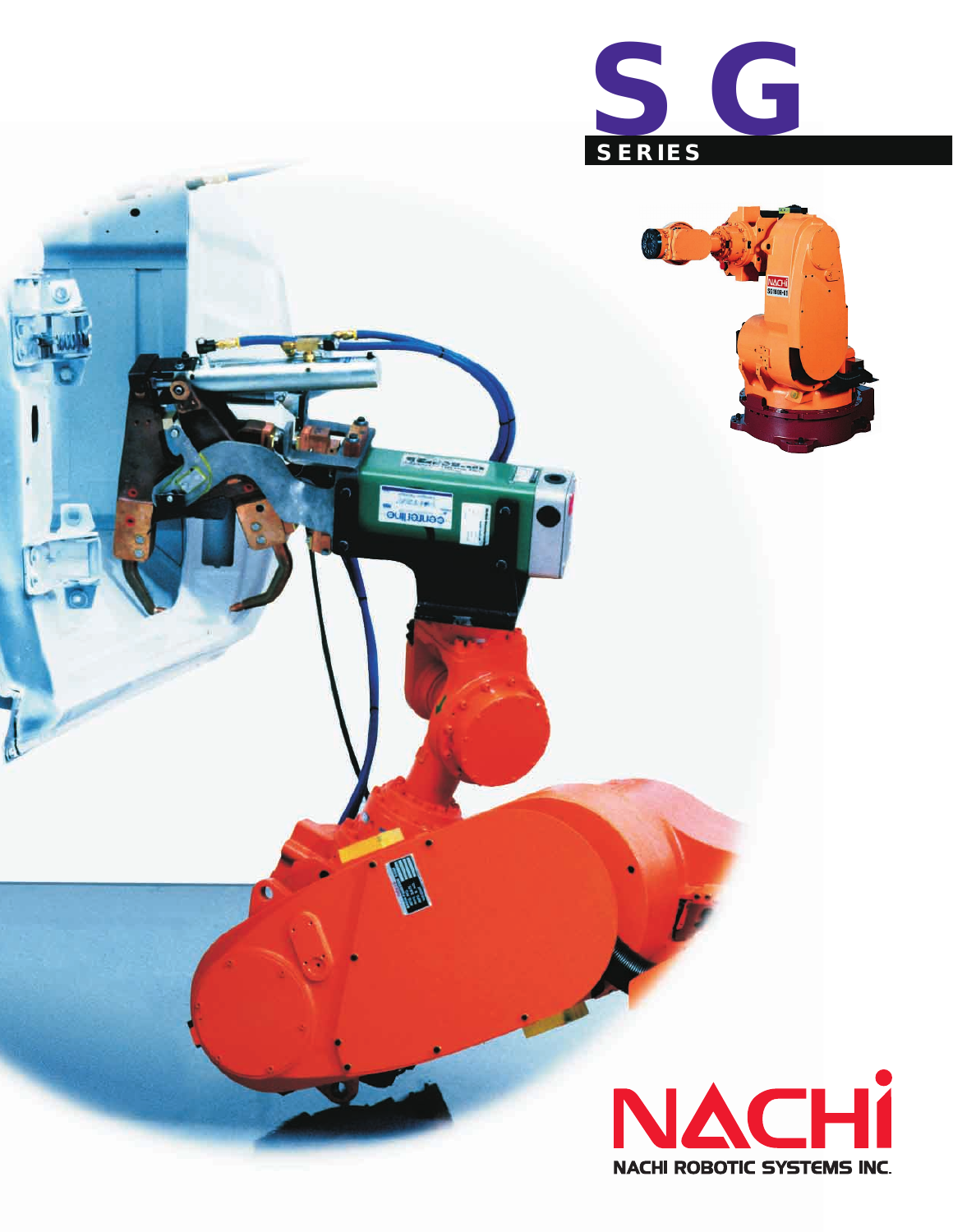# SG SERIES

NACHI

NACHI ROBOTIC SYSTEMS INC.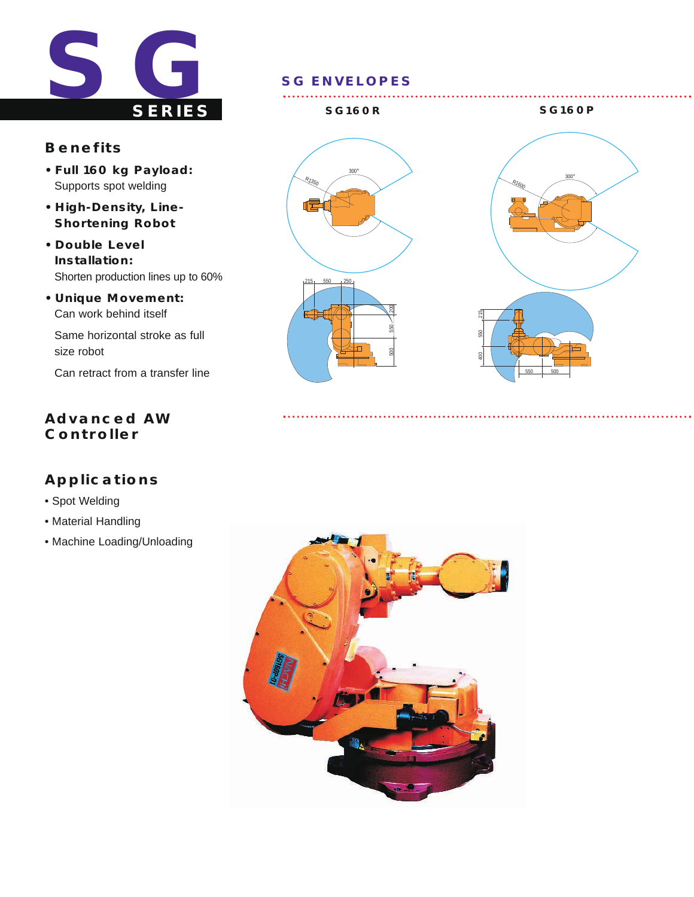# SG SERIES

## Benefits

- **Full 160 kg Payload:** Supports spot welding
- **High-Density, Line-Shortening Robot**
- **Double Level Installation:** Shorten production lines up to 60%
- **Unique Movement:** Can work behind itself

  Same horizontal stroke as full size robot

  Can retract from a transfer line

## Advanced AW Controller

## Applications

- Spot Welding
- Material Handling
- Machine Loading/Unloading

## SG ENVELOPES

**SG160R**

**SG160P**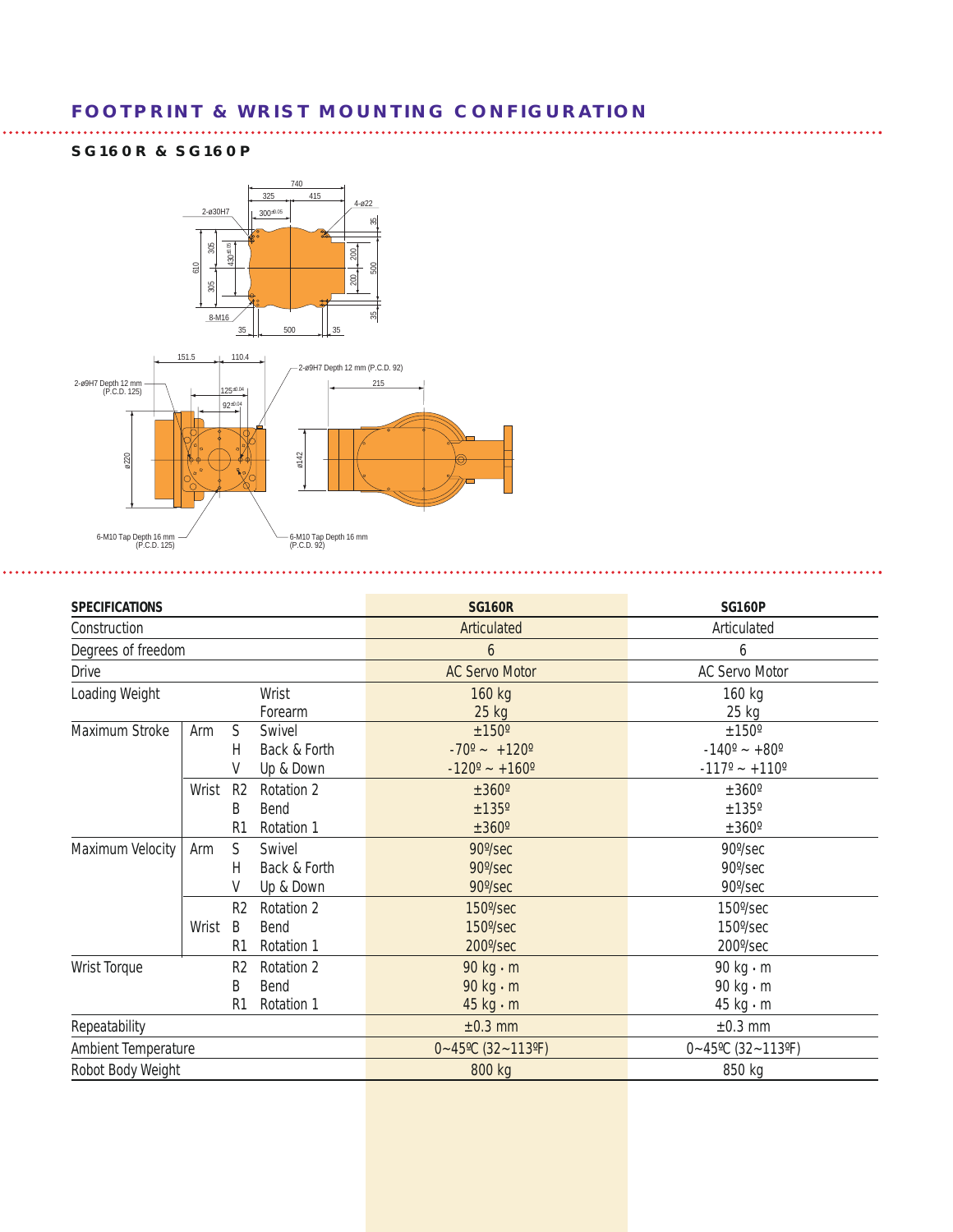## FOOTPRINT & WRIST MOUNTING CONFIGURATION

### SG160R & SG160P

| SPECIFICATIONS | | | | SG160R | SG160P |
|---|---|---|---|---|---|
| Construction | | | | Articulated | Articulated |
| Degrees of freedom | | | | 6 | 6 |
| Drive | | | | AC Servo Motor | AC Servo Motor |
| Loading Weight | | | Wrist | 160 kg | 160 kg |
| | | | Forearm | 25 kg | 25 kg |
| Maximum Stroke | Arm | S | Swivel | ±150º | ±150º |
| | | H | Back & Forth | -70º ~ +120º | -140º ~ +80º |
| | | V | Up & Down | -120º ~ +160º | -117º ~ +110º |
| | Wrist | R2 | Rotation 2 | ±360º | ±360º |
| | | B | Bend | ±135º | ±135º |
| | | R1 | Rotation 1 | ±360º | ±360º |
| Maximum Velocity | Arm | S | Swivel | 90º/sec | 90º/sec |
| | | H | Back & Forth | 90º/sec | 90º/sec |
| | | V | Up & Down | 90º/sec | 90º/sec |
| | Wrist | R2 | Rotation 2 | 150º/sec | 150º/sec |
| | | B | Bend | 150º/sec | 150º/sec |
| | | R1 | Rotation 1 | 200º/sec | 200º/sec |
| Wrist Torque | | R2 | Rotation 2 | 90 kg・m | 90 kg・m |
| | | B | Bend | 90 kg・m | 90 kg・m |
| | | R1 | Rotation 1 | 45 kg・m | 45 kg・m |
| Repeatability | | | | ±0.3 mm | ±0.3 mm |
| Ambient Temperature | | | | 0~45ºC (32~113ºF) | 0~45ºC (32~113ºF) |
| Robot Body Weight | | | | 800 kg | 850 kg |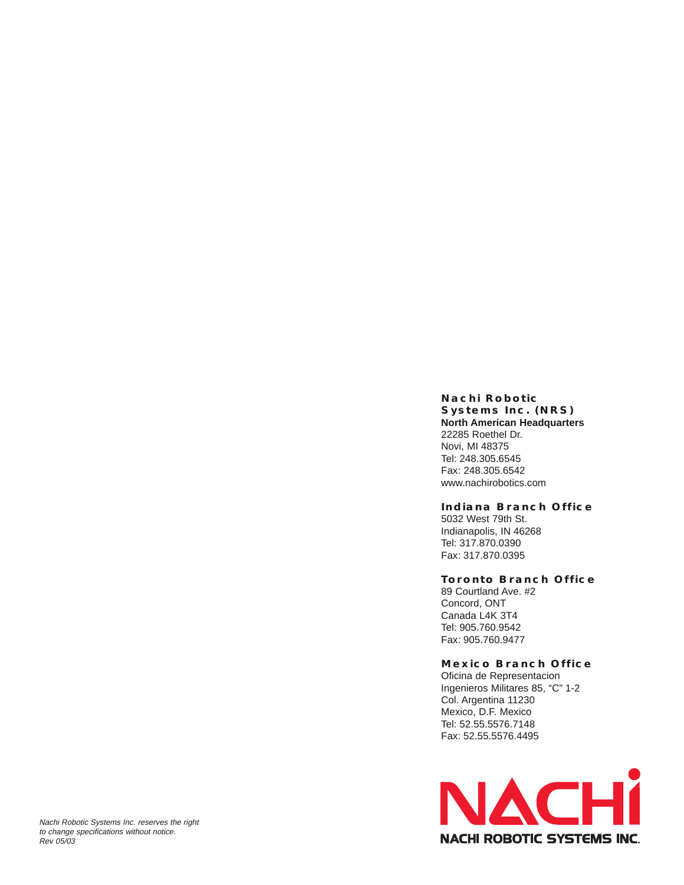**Nachi Robotic Systems Inc. (NRS)**
**North American Headquarters**
22285 Roethel Dr.
Novi, MI 48375
Tel: 248.305.6545
Fax: 248.305.6542
www.nachirobotics.com

**Indiana Branch Office**
5032 West 79th St.
Indianapolis, IN 46268
Tel: 317.870.0390
Fax: 317.870.0395

**Toronto Branch Office**
89 Courtland Ave. #2
Concord, ONT
Canada L4K 3T4
Tel: 905.760.9542
Fax: 905.760.9477

**Mexico Branch Office**
Oficina de Representacion
Ingenieros Militares 85, "C" 1-2
Col. Argentina 11230
Mexico, D.F. Mexico
Tel: 52.55.5576.7148
Fax: 52.55.5576.4495

NACHI
NACHI ROBOTIC SYSTEMS INC.

*Nachi Robotic Systems Inc. reserves the right to change specifications without notice.*
*Rev 05/03*